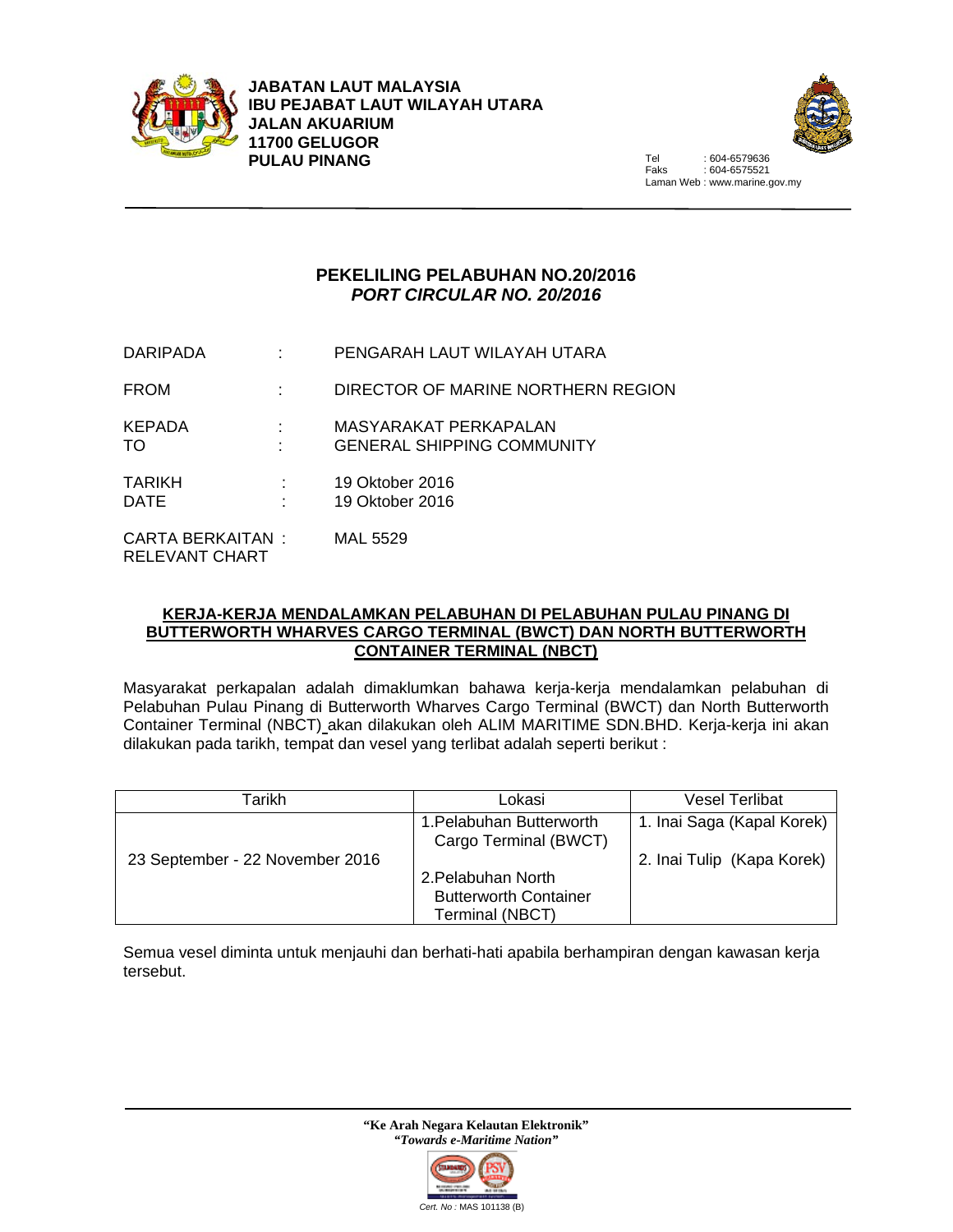**JABATAN LAUT MALAYSIA**
**IBU PEJABAT LAUT WILAYAH UTARA**
**JALAN AKUARIUM**
**11700 GELUGOR**
**PULAU PINANG**

Tel : 604-6579636
Faks : 604-6575521
Laman Web : www.marine.gov.my

# PEKELILING PELABUHAN NO.20/2016
## *PORT CIRCULAR NO. 20/2016*

| | | |
|---|---|---|
| DARIPADA | : | PENGARAH LAUT WILAYAH UTARA |
| FROM | : | DIRECTOR OF MARINE NORTHERN REGION |
| KEPADA<br>TO | :<br>: | MASYARAKAT PERKAPALAN<br>GENERAL SHIPPING COMMUNITY |
| TARIKH<br>DATE | :<br>: | 19 Oktober 2016<br>19 Oktober 2016 |
| CARTA BERKAITAN<br>RELEVANT CHART | : | MAL 5529 |

**KERJA-KERJA MENDALAMKAN PELABUHAN DI PELABUHAN PULAU PINANG DI BUTTERWORTH WHARVES CARGO TERMINAL (BWCT) DAN NORTH BUTTERWORTH CONTAINER TERMINAL (NBCT)**

Masyarakat perkapalan adalah dimaklumkan bahawa kerja-kerja mendalamkan pelabuhan di Pelabuhan Pulau Pinang di Butterworth Wharves Cargo Terminal (BWCT) dan North Butterworth Container Terminal (NBCT) akan dilakukan oleh ALIM MARITIME SDN.BHD. Kerja-kerja ini akan dilakukan pada tarikh, tempat dan vesel yang terlibat adalah seperti berikut :

| Tarikh | Lokasi | Vesel Terlibat |
|---|---|---|
| 23 September - 22 November 2016 | 1.Pelabuhan Butterworth Cargo Terminal (BWCT)<br><br>2.Pelabuhan North Butterworth Container Terminal (NBCT) | 1. Inai Saga (Kapal Korek)<br><br>2. Inai Tulip (Kapa Korek) |

Semua vesel diminta untuk menjauhi dan berhati-hati apabila berhampiran dengan kawasan kerja tersebut.

**"Ke Arah Negara Kelautan Elektronik"**
***"Towards e-Maritime Nation"***

*Cert. No :* MAS 101138 (B)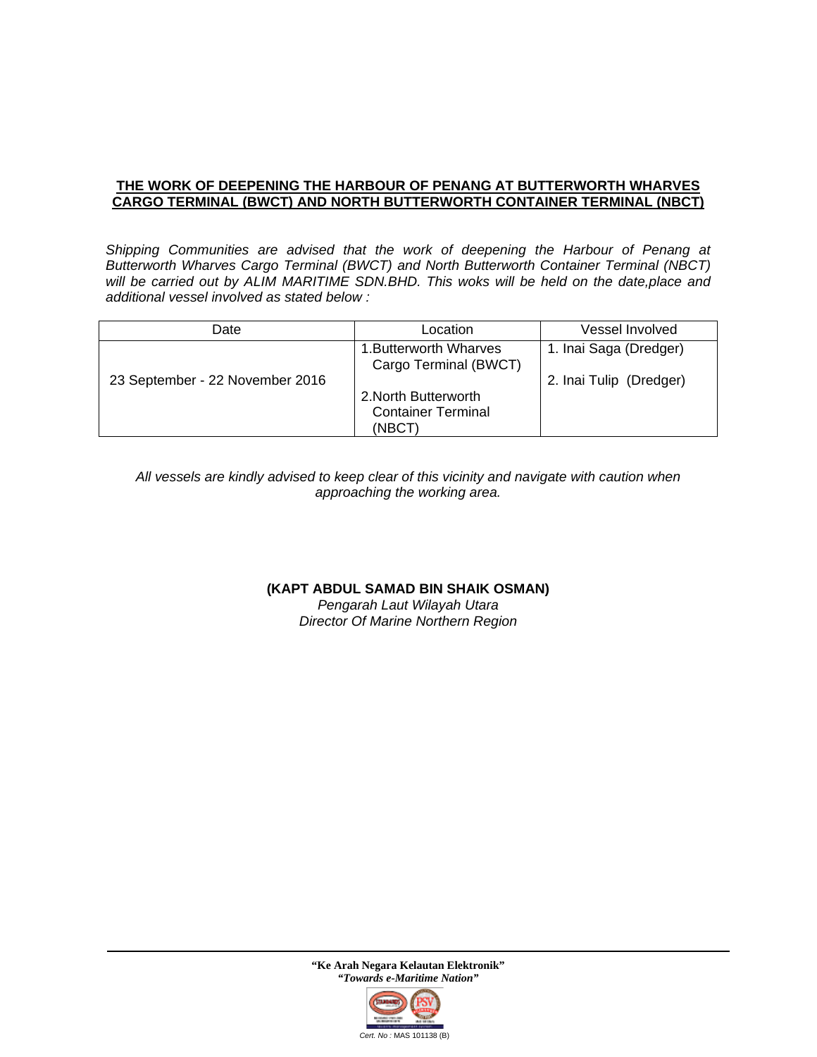**THE WORK OF DEEPENING THE HARBOUR OF PENANG AT BUTTERWORTH WHARVES CARGO TERMINAL (BWCT) AND NORTH BUTTERWORTH CONTAINER TERMINAL (NBCT)**

*Shipping Communities are advised that the work of deepening the Harbour of Penang at Butterworth Wharves Cargo Terminal (BWCT) and North Butterworth Container Terminal (NBCT) will be carried out by ALIM MARITIME SDN.BHD. This woks will be held on the date,place and additional vessel involved as stated below :*

| Date | Location | Vessel Involved |
|---|---|---|
| 23 September - 22 November 2016 | 1.Butterworth Wharves Cargo Terminal (BWCT)<br><br>2.North Butterworth Container Terminal (NBCT) | 1. Inai Saga (Dredger)<br><br>2. Inai Tulip (Dredger) |

*All vessels are kindly advised to keep clear of this vicinity and navigate with caution when approaching the working area.*

**(KAPT ABDUL SAMAD BIN SHAIK OSMAN)**
*Pengarah Laut Wilayah Utara*
*Director Of Marine Northern Region*

**"Ke Arah Negara Kelautan Elektronik"**
***"Towards e-Maritime Nation"***

*Cert. No :* MAS 101138 (B)